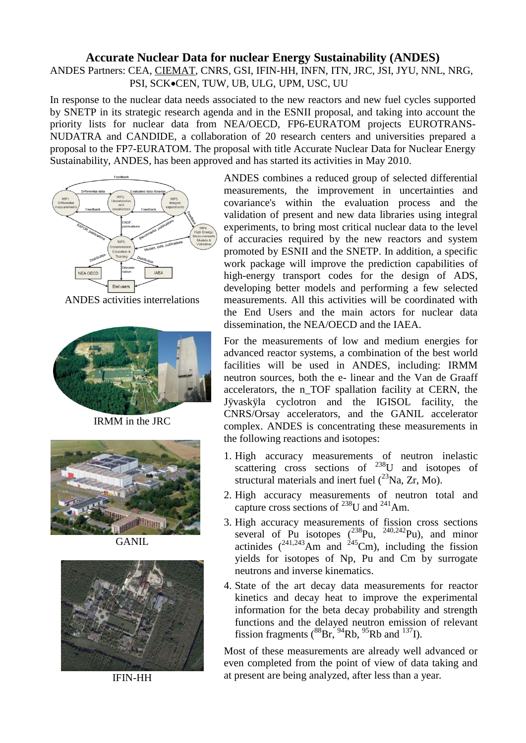# Accurate Nuclear Data for nuclear Energy Sustainability (ANDES)

ANDES Partners: CEA, CIEMAT, CNRS, GSI, IFIN-HH, INFN, ITN, JRC, JSI, JYU, NNL, NRG, PSI, SCK•CEN, TUW, UB, ULG, UPM, USC, UU

In response to the nuclear data needs associated to the new reactors and new fuel cycles supported by SNETP in its strategic research agenda and in the ESNII proposal, and taking into account the priority lists for nuclear data from NEA/OECD, FP6-EURATOM projects EUROTRANS-NUDATRA and CANDIDE, a collaboration of 20 research centers and universities prepared a proposal to the FP7-EURATOM. The proposal with title Accurate Nuclear Data for Nuclear Energy Sustainability, ANDES, has been approved and has started its activities in May 2010.

ANDES activities interrelations

IRMM in the JRC

GANIL

IFIN-HH

ANDES combines a reduced group of selected differential measurements, the improvement in uncertainties and covariance's within the evaluation process and the validation of present and new data libraries using integral experiments, to bring most critical nuclear data to the level of accuracies required by the new reactors and system promoted by ESNII and the SNETP. In addition, a specific work package will improve the prediction capabilities of high-energy transport codes for the design of ADS, developing better models and performing a few selected measurements. All this activities will be coordinated with the End Users and the main actors for nuclear data dissemination, the NEA/OECD and the IAEA.

For the measurements of low and medium energies for advanced reactor systems, a combination of the best world facilities will be used in ANDES, including: IRMM neutron sources, both the e- linear and the Van de Graaff accelerators, the n_TOF spallation facility at CERN, the Jÿvaskÿla cyclotron and the IGISOL facility, the CNRS/Orsay accelerators, and the GANIL accelerator complex. ANDES is concentrating these measurements in the following reactions and isotopes:

1. High accuracy measurements of neutron inelastic scattering cross sections of $^{238}$U and isotopes of structural materials and inert fuel ($^{23}$Na, Zr, Mo).
2. High accuracy measurements of neutron total and capture cross sections of $^{238}$U and $^{241}$Am.
3. High accuracy measurements of fission cross sections several of Pu isotopes ($^{238}$Pu, $^{240,242}$Pu), and minor actinides ($^{241,243}$Am and $^{245}$Cm), including the fission yields for isotopes of Np, Pu and Cm by surrogate neutrons and inverse kinematics.
4. State of the art decay data measurements for reactor kinetics and decay heat to improve the experimental information for the beta decay probability and strength functions and the delayed neutron emission of relevant fission fragments ($^{88}$Br, $^{94}$Rb, $^{95}$Rb and $^{137}$I).

Most of these measurements are already well advanced or even completed from the point of view of data taking and at present are being analyzed, after less than a year.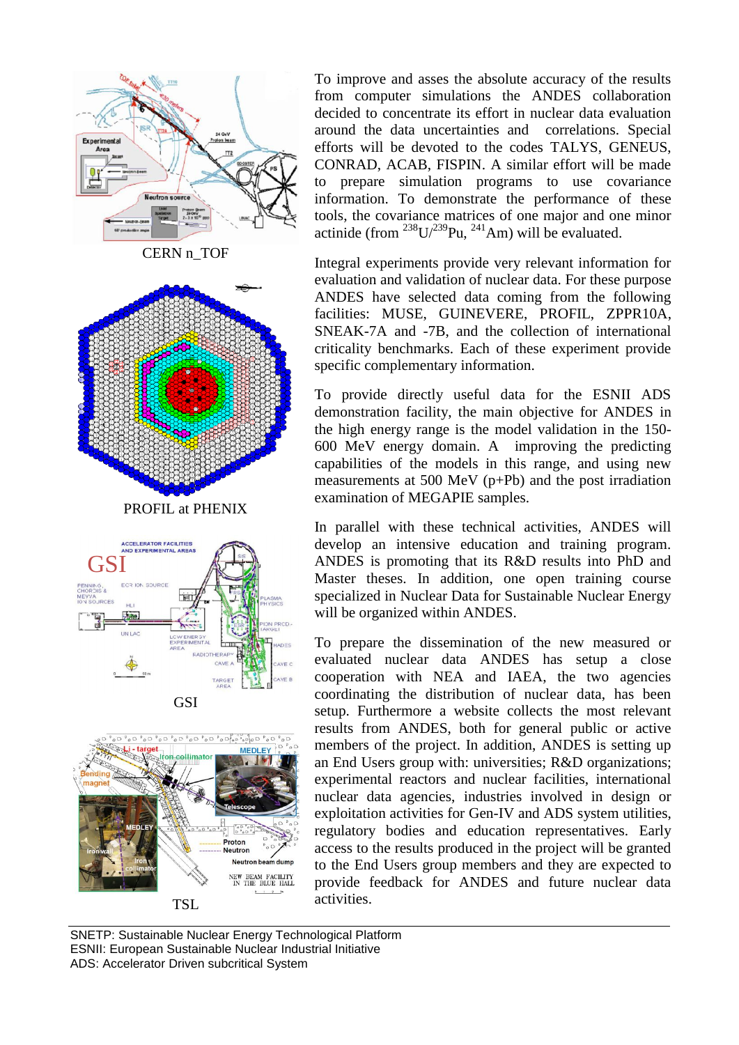CERN n_TOF

PROFIL at PHENIX

GSI

TSL

To improve and asses the absolute accuracy of the results from computer simulations the ANDES collaboration decided to concentrate its effort in nuclear data evaluation around the data uncertainties and correlations. Special efforts will be devoted to the codes TALYS, GENEUS, CONRAD, ACAB, FISPIN. A similar effort will be made to prepare simulation programs to use covariance information. To demonstrate the performance of these tools, the covariance matrices of one major and one minor actinide (from $^{238}U/^{239}Pu$, $^{241}Am$) will be evaluated.

Integral experiments provide very relevant information for evaluation and validation of nuclear data. For these purpose ANDES have selected data coming from the following facilities: MUSE, GUINEVERE, PROFIL, ZPPR10A, SNEAK-7A and -7B, and the collection of international criticality benchmarks. Each of these experiment provide specific complementary information.

To provide directly useful data for the ESNII ADS demonstration facility, the main objective for ANDES in the high energy range is the model validation in the 150-600 MeV energy domain. A improving the predicting capabilities of the models in this range, and using new measurements at 500 MeV (p+Pb) and the post irradiation examination of MEGAPIE samples.

In parallel with these technical activities, ANDES will develop an intensive education and training program. ANDES is promoting that its R&D results into PhD and Master theses. In addition, one open training course specialized in Nuclear Data for Sustainable Nuclear Energy will be organized within ANDES.

To prepare the dissemination of the new measured or evaluated nuclear data ANDES has setup a close cooperation with NEA and IAEA, the two agencies coordinating the distribution of nuclear data, has been setup. Furthermore a website collects the most relevant results from ANDES, both for general public or active members of the project. In addition, ANDES is setting up an End Users group with: universities; R&D organizations; experimental reactors and nuclear facilities, international nuclear data agencies, industries involved in design or exploitation activities for Gen-IV and ADS system utilities, regulatory bodies and education representatives. Early access to the results produced in the project will be granted to the End Users group members and they are expected to provide feedback for ANDES and future nuclear data activities.

---

SNETP: Sustainable Nuclear Energy Technological Platform
ESNII: European Sustainable Nuclear Industrial Initiative
ADS: Accelerator Driven subcritical System